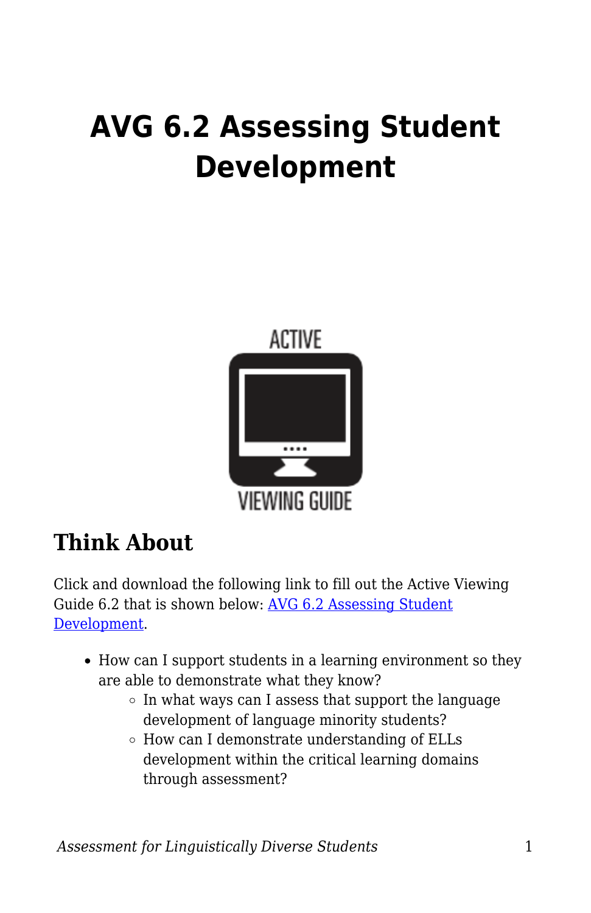# AVG 6.2 Assessing Student Development

## Think About

Click and download the following link to fill out the Active Viewing Guide 6.2 that is shown below: [AVG 6.2 Assessing Student Development](AVG 6.2 Assessing Student Development).

- How can I support students in a learning environment so they are able to demonstrate what they know?
  - In what ways can I assess that support the language development of language minority students?
  - How can I demonstrate understanding of ELLs development within the critical learning domains through assessment?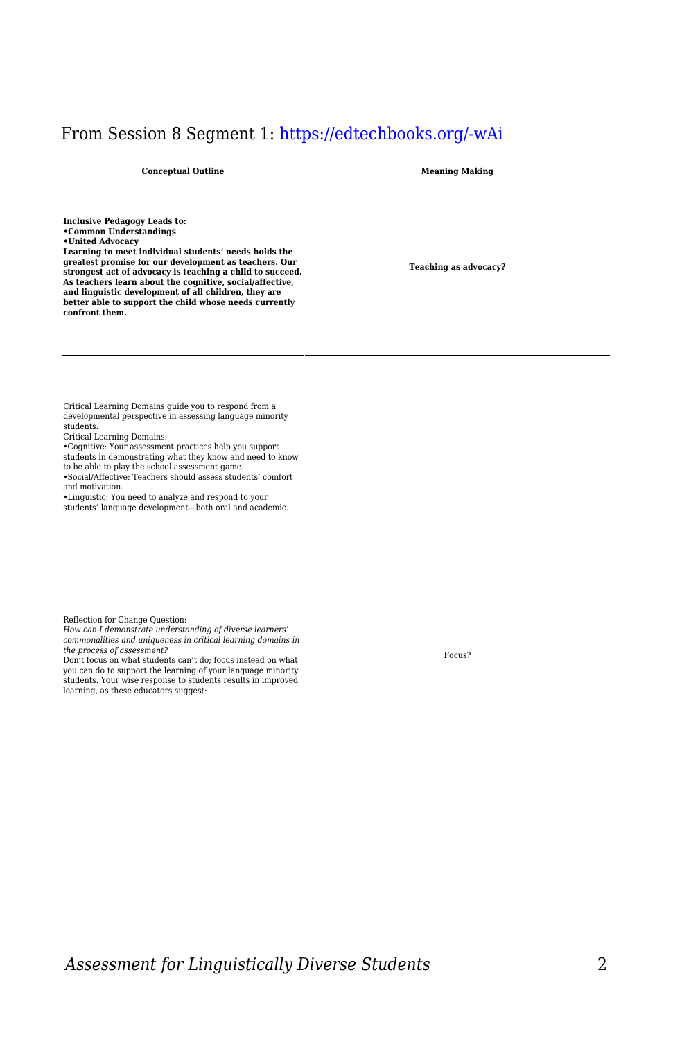From Session 8 Segment 1: [https://edtechbooks.org/-wAi](https://edtechbooks.org/-wAi)

| Conceptual Outline | Meaning Making |
| --- | --- |
| **Inclusive Pedagogy Leads to:**<br>**•Common Understandings**<br>**•United Advocacy**<br>**Learning to meet individual students' needs holds the greatest promise for our development as teachers. Our strongest act of advocacy is teaching a child to succeed. As teachers learn about the cognitive, social/affective, and linguistic development of all children, they are better able to support the child whose needs currently confront them.** | **Teaching as advocacy?** |
| Critical Learning Domains guide you to respond from a developmental perspective in assessing language minority students.<br>Critical Learning Domains:<br>•Cognitive: Your assessment practices help you support students in demonstrating what they know and need to know to be able to play the school assessment game.<br>•Social/Affective: Teachers should assess students' comfort and motivation.<br>•Linguistic: You need to analyze and respond to your students' language development—both oral and academic. | |
| Reflection for Change Question:<br>*How can I demonstrate understanding of diverse learners' commonalities and uniqueness in critical learning domains in the process of assessment?*<br>Don't focus on what students can't do; focus instead on what you can do to support the learning of your language minority students. Your wise response to students results in improved learning, as these educators suggest: | Focus? |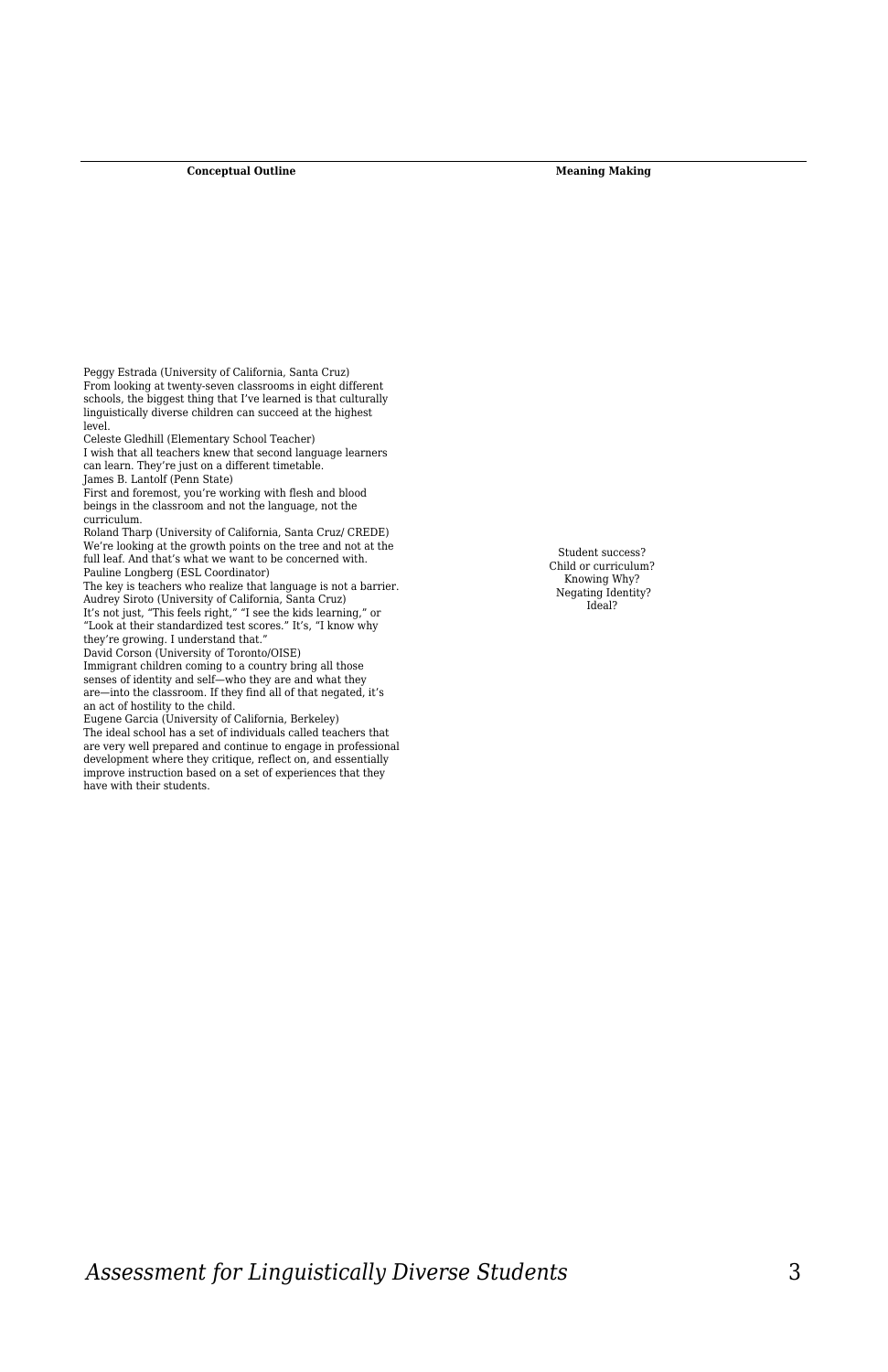| Conceptual Outline | Meaning Making |
|---|---|
| Peggy Estrada (University of California, Santa Cruz)<br>From looking at twenty-seven classrooms in eight different schools, the biggest thing that I've learned is that culturally linguistically diverse children can succeed at the highest level.<br>Celeste Gledhill (Elementary School Teacher)<br>I wish that all teachers knew that second language learners can learn. They're just on a different timetable.<br>James B. Lantolf (Penn State)<br>First and foremost, you're working with flesh and blood beings in the classroom and not the language, not the curriculum.<br>Roland Tharp (University of California, Santa Cruz/ CREDE)<br>We're looking at the growth points on the tree and not at the full leaf. And that's what we want to be concerned with.<br>Pauline Longberg (ESL Coordinator)<br>The key is teachers who realize that language is not a barrier.<br>Audrey Siroto (University of California, Santa Cruz)<br>It's not just, "This feels right," "I see the kids learning," or "Look at their standardized test scores." It's, "I know why they're growing. I understand that."<br>David Corson (University of Toronto/OISE)<br>Immigrant children coming to a country bring all those senses of identity and self—who they are and what they are—into the classroom. If they find all of that negated, it's an act of hostility to the child.<br>Eugene Garcia (University of California, Berkeley)<br>The ideal school has a set of individuals called teachers that are very well prepared and continue to engage in professional development where they critique, reflect on, and essentially improve instruction based on a set of experiences that they have with their students. | Student success?<br>Child or curriculum?<br>Knowing Why?<br>Negating Identity?<br>Ideal? |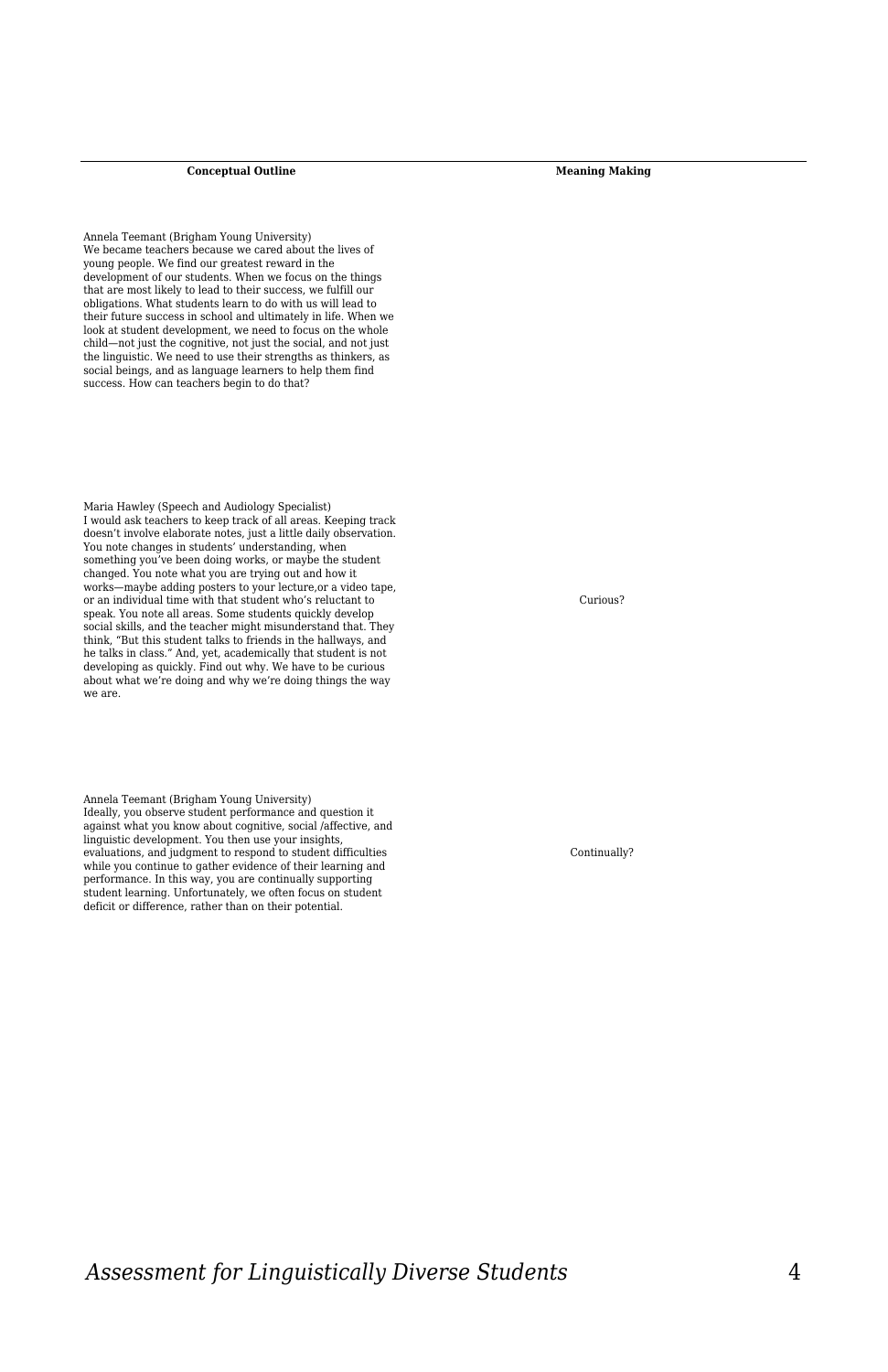| Conceptual Outline | Meaning Making |
|---|---|
| Annela Teemant (Brigham Young University)<br>We became teachers because we cared about the lives of young people. We find our greatest reward in the development of our students. When we focus on the things that are most likely to lead to their success, we fulfill our obligations. What students learn to do with us will lead to their future success in school and ultimately in life. When we look at student development, we need to focus on the whole child—not just the cognitive, not just the social, and not just the linguistic. We need to use their strengths as thinkers, as social beings, and as language learners to help them find success. How can teachers begin to do that? | |
| Maria Hawley (Speech and Audiology Specialist)<br>I would ask teachers to keep track of all areas. Keeping track doesn't involve elaborate notes, just a little daily observation. You note changes in students' understanding, when something you've been doing works, or maybe the student changed. You note what you are trying out and how it works—maybe adding posters to your lecture,or a video tape, or an individual time with that student who's reluctant to speak. You note all areas. Some students quickly develop social skills, and the teacher might misunderstand that. They think, "But this student talks to friends in the hallways, and he talks in class." And, yet, academically that student is not developing as quickly. Find out why. We have to be curious about what we're doing and why we're doing things the way we are. | Curious? |
| Annela Teemant (Brigham Young University)<br>Ideally, you observe student performance and question it against what you know about cognitive, social /affective, and linguistic development. You then use your insights, evaluations, and judgment to respond to student difficulties while you continue to gather evidence of their learning and performance. In this way, you are continually supporting student learning. Unfortunately, we often focus on student deficit or difference, rather than on their potential. | Continually? |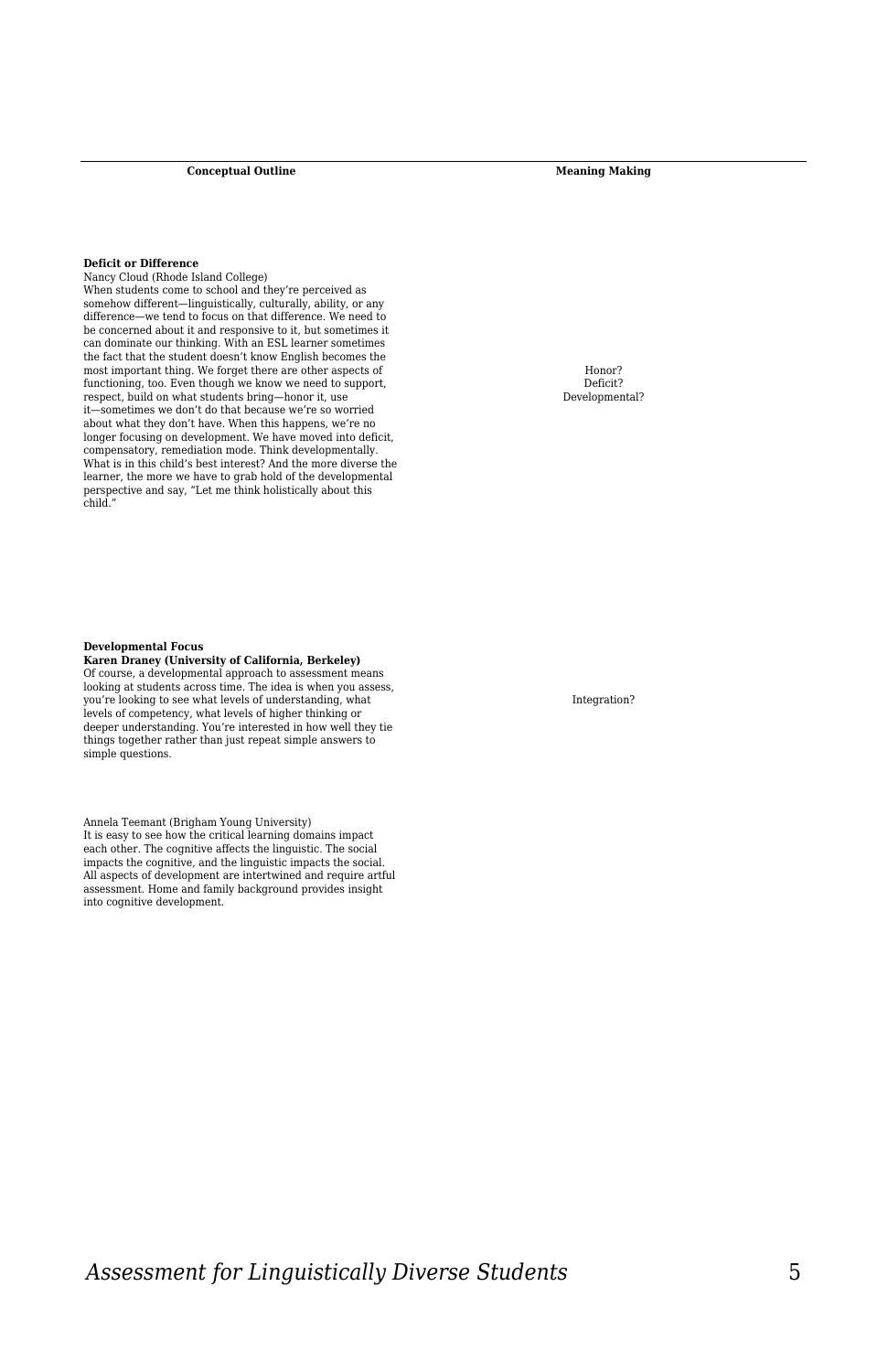| Conceptual Outline | Meaning Making |
| --- | --- |
| **Deficit or Difference**<br>Nancy Cloud (Rhode Island College)<br>When students come to school and they're perceived as somehow different—linguistically, culturally, ability, or any difference—we tend to focus on that difference. We need to be concerned about it and responsive to it, but sometimes it can dominate our thinking. With an ESL learner sometimes the fact that the student doesn't know English becomes the most important thing. We forget there are other aspects of functioning, too. Even though we know we need to support, respect, build on what students bring—honor it, use it—sometimes we don't do that because we're so worried about what they don't have. When this happens, we're no longer focusing on development. We have moved into deficit, compensatory, remediation mode. Think developmentally. What is in this child's best interest? And the more diverse the learner, the more we have to grab hold of the developmental perspective and say, "Let me think holistically about this child." | Honor?<br>Deficit?<br>Developmental? |
| **Developmental Focus**<br>**Karen Draney (University of California, Berkeley)**<br>Of course, a developmental approach to assessment means looking at students across time. The idea is when you assess, you're looking to see what levels of understanding, what levels of competency, what levels of higher thinking or deeper understanding. You're interested in how well they tie things together rather than just repeat simple answers to simple questions. | Integration? |
| Annela Teemant (Brigham Young University)<br>It is easy to see how the critical learning domains impact each other. The cognitive affects the linguistic. The social impacts the cognitive, and the linguistic impacts the social. All aspects of development are intertwined and require artful assessment. Home and family background provides insight into cognitive development. | |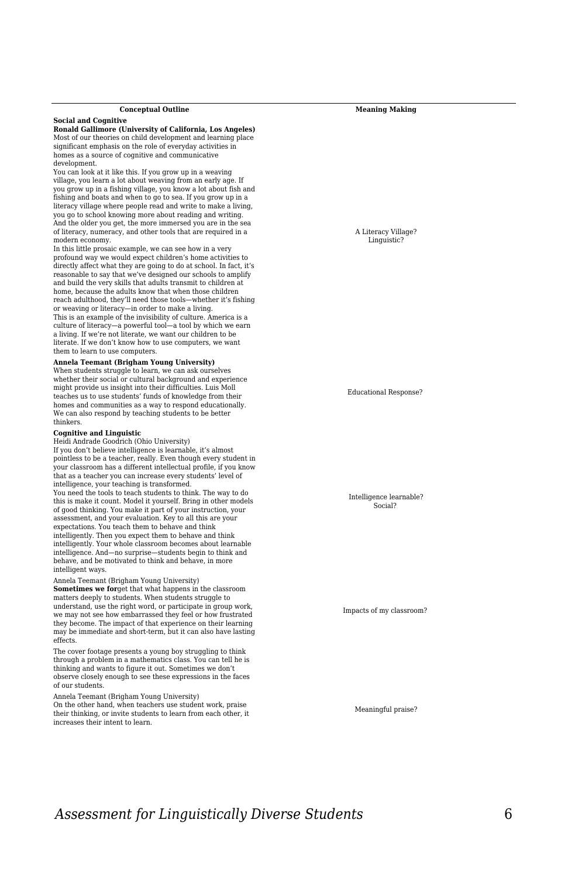| Conceptual Outline | Meaning Making |
|---|---|
| **Social and Cognitive**<br>**Ronald Gallimore (University of California, Los Angeles)**<br>Most of our theories on child development and learning place significant emphasis on the role of everyday activities in homes as a source of cognitive and communicative development.<br>You can look at it like this. If you grow up in a weaving village, you learn a lot about weaving from an early age. If you grow up in a fishing village, you know a lot about fish and fishing and boats and when to go to sea. If you grow up in a literacy village where people read and write to make a living, you go to school knowing more about reading and writing. And the older you get, the more immersed you are in the sea of literacy, numeracy, and other tools that are required in a modern economy.<br>In this little prosaic example, we can see how in a very profound way we would expect children's home activities to directly affect what they are going to do at school. In fact, it's reasonable to say that we've designed our schools to amplify and build the very skills that adults transmit to children at home, because the adults know that when those children reach adulthood, they'll need those tools—whether it's fishing or weaving or literacy—in order to make a living.<br>This is an example of the invisibility of culture. America is a culture of literacy—a powerful tool—a tool by which we earn a living. If we're not literate, we want our children to be literate. If we don't know how to use computers, we want them to learn to use computers. | A Literacy Village? Linguistic? |
| **Annela Teemant (Brigham Young University)**<br>When students struggle to learn, we can ask ourselves whether their social or cultural background and experience might provide us insight into their difficulties. Luis Moll teaches us to use students' funds of knowledge from their homes and communities as a way to respond educationally. We can also respond by teaching students to be better thinkers. | Educational Response? |
| **Cognitive and Linguistic**<br>Heidi Andrade Goodrich (Ohio University)<br>If you don't believe intelligence is learnable, it's almost pointless to be a teacher, really. Even though every student in your classroom has a different intellectual profile, if you know that as a teacher you can increase every students' level of intelligence, your teaching is transformed.<br>You need the tools to teach students to think. The way to do this is make it count. Model it yourself. Bring in other models of good thinking. You make it part of your instruction, your assessment, and your evaluation. Key to all this are your expectations. You teach them to behave and think intelligently. Then you expect them to behave and think intelligently. Your whole classroom becomes about learnable intelligence. And—no surprise—students begin to think and behave, and be motivated to think and behave, in more intelligent ways. | Intelligence learnable? Social? |
| Annela Teemant (Brigham Young University)<br>**Sometimes we for**get that what happens in the classroom matters deeply to students. When students struggle to understand, use the right word, or participate in group work, we may not see how embarrassed they feel or how frustrated they become. The impact of that experience on their learning may be immediate and short-term, but it can also have lasting effects.<br>The cover footage presents a young boy struggling to think through a problem in a mathematics class. You can tell he is thinking and wants to figure it out. Sometimes we don't observe closely enough to see these expressions in the faces of our students. | Impacts of my classroom? |
| Annela Teemant (Brigham Young University)<br>On the other hand, when teachers use student work, praise their thinking, or invite students to learn from each other, it increases their intent to learn. | Meaningful praise? |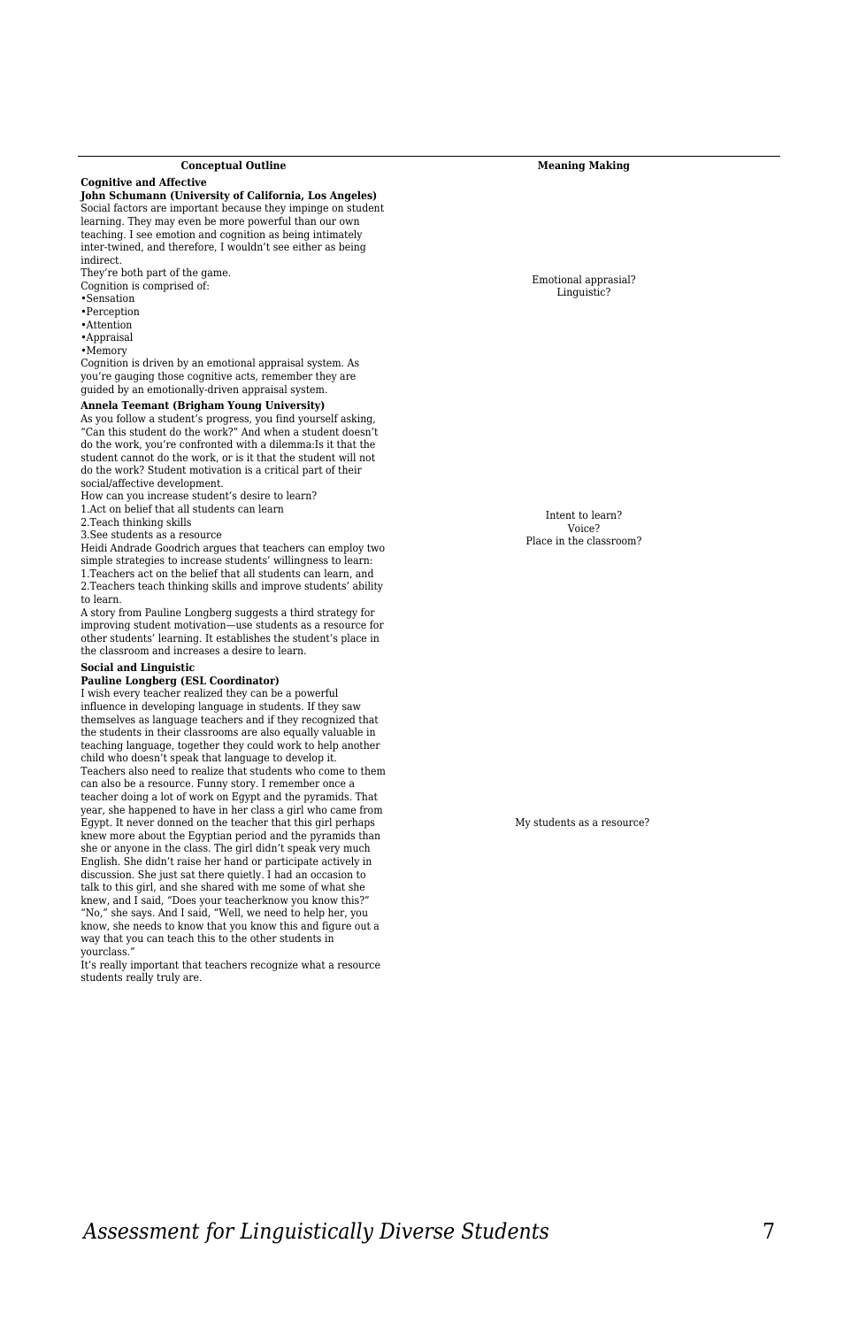| Conceptual Outline | Meaning Making |
|---|---|
| **Cognitive and Affective**<br>**John Schumann (University of California, Los Angeles)**<br>Social factors are important because they impinge on student learning. They may even be more powerful than our own teaching. I see emotion and cognition as being intimately inter-twined, and therefore, I wouldn't see either as being indirect.<br>They're both part of the game.<br>Cognition is comprised of:<br>•Sensation<br>•Perception<br>•Attention<br>•Appraisal<br>•Memory<br>Cognition is driven by an emotional appraisal system. As you're gauging those cognitive acts, remember they are guided by an emotionally-driven appraisal system. | Emotional apprasial?<br>Linguistic? |
| **Annela Teemant (Brigham Young University)**<br>As you follow a student's progress, you find yourself asking, "Can this student do the work?" And when a student doesn't do the work, you're confronted with a dilemma:Is it that the student cannot do the work, or is it that the student will not do the work? Student motivation is a critical part of their social/affective development.<br>How can you increase student's desire to learn?<br>1.Act on belief that all students can learn<br>2.Teach thinking skills<br>3.See students as a resource<br>Heidi Andrade Goodrich argues that teachers can employ two simple strategies to increase students' willingness to learn:<br>1.Teachers act on the belief that all students can learn, and<br>2.Teachers teach thinking skills and improve students' ability to learn.<br>A story from Pauline Longberg suggests a third strategy for improving student motivation—use students as a resource for other students' learning. It establishes the student's place in the classroom and increases a desire to learn. | Intent to learn?<br>Voice?<br>Place in the classroom? |
| **Social and Linguistic**<br>**Pauline Longberg (ESL Coordinator)**<br>I wish every teacher realized they can be a powerful influence in developing language in students. If they saw themselves as language teachers and if they recognized that the students in their classrooms are also equally valuable in teaching language, together they could work to help another child who doesn't speak that language to develop it.<br>Teachers also need to realize that students who come to them can also be a resource. Funny story. I remember once a teacher doing a lot of work on Egypt and the pyramids. That year, she happened to have in her class a girl who came from Egypt. It never donned on the teacher that this girl perhaps knew more about the Egyptian period and the pyramids than she or anyone in the class. The girl didn't speak very much English. She didn't raise her hand or participate actively in discussion. She just sat there quietly. I had an occasion to talk to this girl, and she shared with me some of what she knew, and I said, "Does your teacherknow you know this?" "No," she says. And I said, "Well, we need to help her, you know, she needs to know that you know this and figure out a way that you can teach this to the other students in yourclass."<br>It's really important that teachers recognize what a resource students really truly are. | My students as a resource? |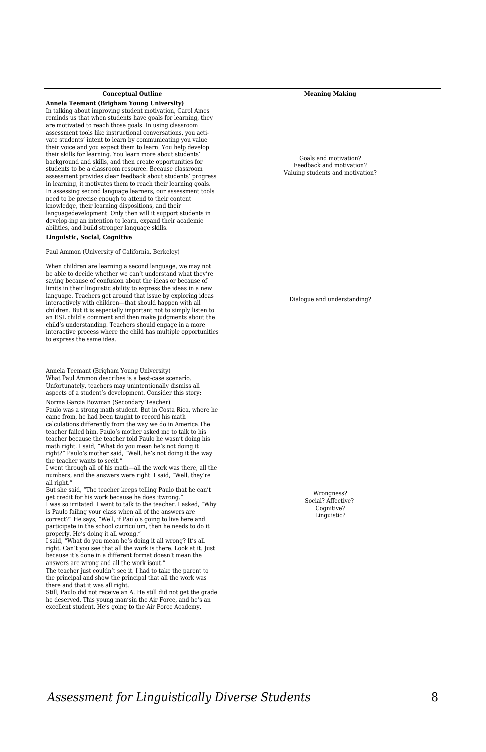| Conceptual Outline | Meaning Making |
|---|---|
| **Annela Teemant (Brigham Young University)**<br>In talking about improving student motivation, Carol Ames reminds us that when students have goals for learning, they are motivated to reach those goals. In using classroom assessment tools like instructional conversations, you activate students' intent to learn by communicating you value their voice and you expect them to learn. You help develop their skills for learning. You learn more about students' background and skills, and then create opportunities for students to be a classroom resource. Because classroom assessment provides clear feedback about students' progress in learning, it motivates them to reach their learning goals. In assessing second language learners, our assessment tools need to be precise enough to attend to their content knowledge, their learning dispositions, and their languagedevelopment. Only then will it support students in develop-ing an intention to learn, expand their academic abilities, and build stronger language skills. | Goals and motivation?<br>Feedback and motivation?<br>Valuing students and motivation? |
| **Linguistic, Social, Cognitive**<br><br>Paul Ammon (University of California, Berkeley)<br><br>When children are learning a second language, we may not be able to decide whether we can't understand what they're saying because of confusion about the ideas or because of limits in their linguistic ability to express the ideas in a new language. Teachers get around that issue by exploring ideas interactively with children—that should happen with all children. But it is especially important not to simply listen to an ESL child's comment and then make judgments about the child's understanding. Teachers should engage in a more interactive process where the child has multiple opportunities to express the same idea. | Dialogue and understanding? |
| Annela Teemant (Brigham Young University)<br>What Paul Ammon describes is a best-case scenario. Unfortunately, teachers may unintentionally dismiss all aspects of a student's development. Consider this story:<br><br>Norma Garcia Bowman (Secondary Teacher)<br>Paulo was a strong math student. But in Costa Rica, where he came from, he had been taught to record his math calculations differently from the way we do in America.The teacher failed him. Paulo's mother asked me to talk to his teacher because the teacher told Paulo he wasn't doing his math right. I said, "What do you mean he's not doing it right?" Paulo's mother said, "Well, he's not doing it the way the teacher wants to seeit."<br>I went through all of his math—all the work was there, all the numbers, and the answers were right. I said, "Well, they're all right."<br>But she said, "The teacher keeps telling Paulo that he can't get credit for his work because he does itwrong."<br>I was so irritated. I went to talk to the teacher. I asked, "Why is Paulo failing your class when all of the answers are correct?" He says, "Well, if Paulo's going to live here and participate in the school curriculum, then he needs to do it properly. He's doing it all wrong."<br>I said, "What do you mean he's doing it all wrong? It's all right. Can't you see that all the work is there. Look at it. Just because it's done in a different format doesn't mean the answers are wrong and all the work isout."<br>The teacher just couldn't see it. I had to take the parent to the principal and show the principal that all the work was there and that it was all right.<br>Still, Paulo did not receive an A. He still did not get the grade he deserved. This young man'sin the Air Force, and he's an excellent student. He's going to the Air Force Academy. | Wrongness?<br>Social? Affective?<br>Cognitive?<br>Linguistic? |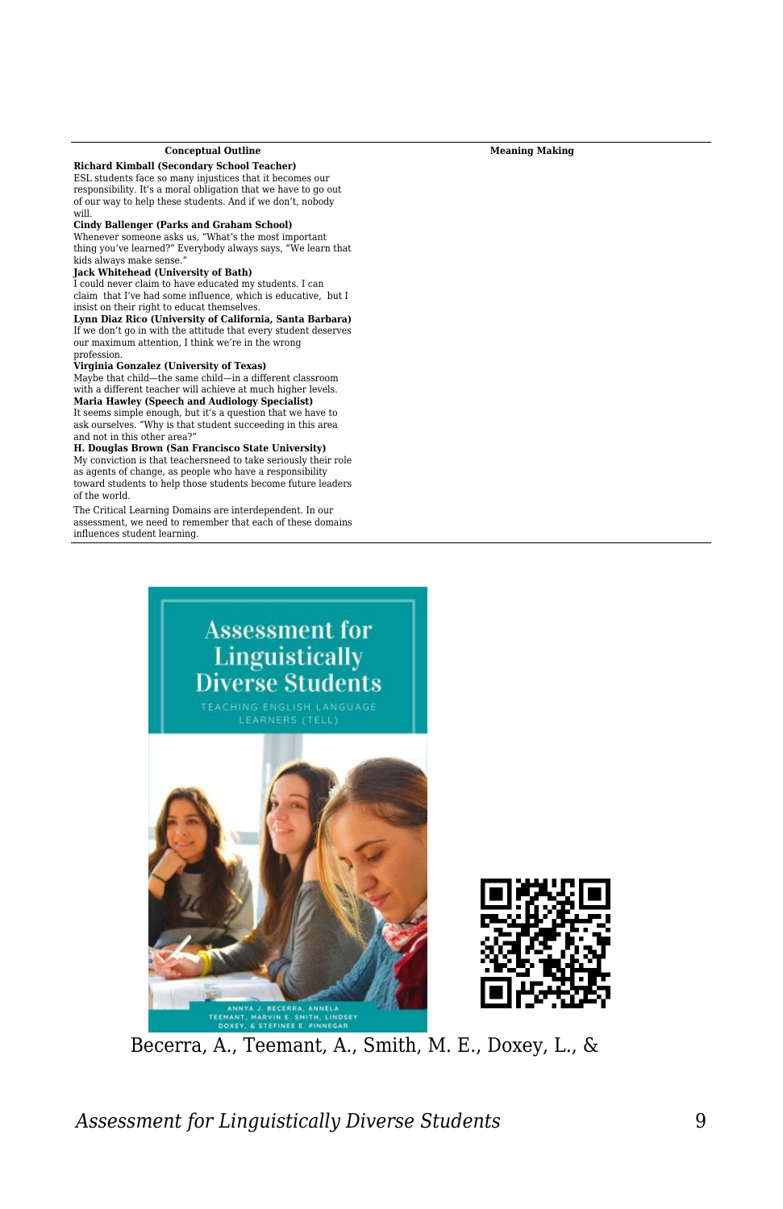| Conceptual Outline | Meaning Making |
|---|---|
| **Richard Kimball (Secondary School Teacher)**<br>ESL students face so many injustices that it becomes our responsibility. It's a moral obligation that we have to go out of our way to help these students. And if we don't, nobody will.<br>**Cindy Ballenger (Parks and Graham School)**<br>Whenever someone asks us, "What's the most important thing you've learned?" Everybody always says, "We learn that kids always make sense."<br>**Jack Whitehead (University of Bath)**<br>I could never claim to have educated my students. I can claim that I've had some influence, which is educative, but I insist on their right to educat themselves.<br>**Lynn Diaz Rico (University of California, Santa Barbara)**<br>If we don't go in with the attitude that every student deserves our maximum attention, I think we're in the wrong profession.<br>**Virginia Gonzalez (University of Texas)**<br>Maybe that child—the same child—in a different classroom with a different teacher will achieve at much higher levels.<br>**Maria Hawley (Speech and Audiology Specialist)**<br>It seems simple enough, but it's a question that we have to ask ourselves. "Why is that student succeeding in this area and not in this other area?"<br>**H. Douglas Brown (San Francisco State University)**<br>My conviction is that teachersneed to take seriously their role as agents of change, as people who have a responsibility toward students to help those students become future leaders of the world.<br>The Critical Learning Domains are interdependent. In our assessment, we need to remember that each of these domains influences student learning. | |

Becerra, A., Teemant, A., Smith, M. E., Doxey, L., &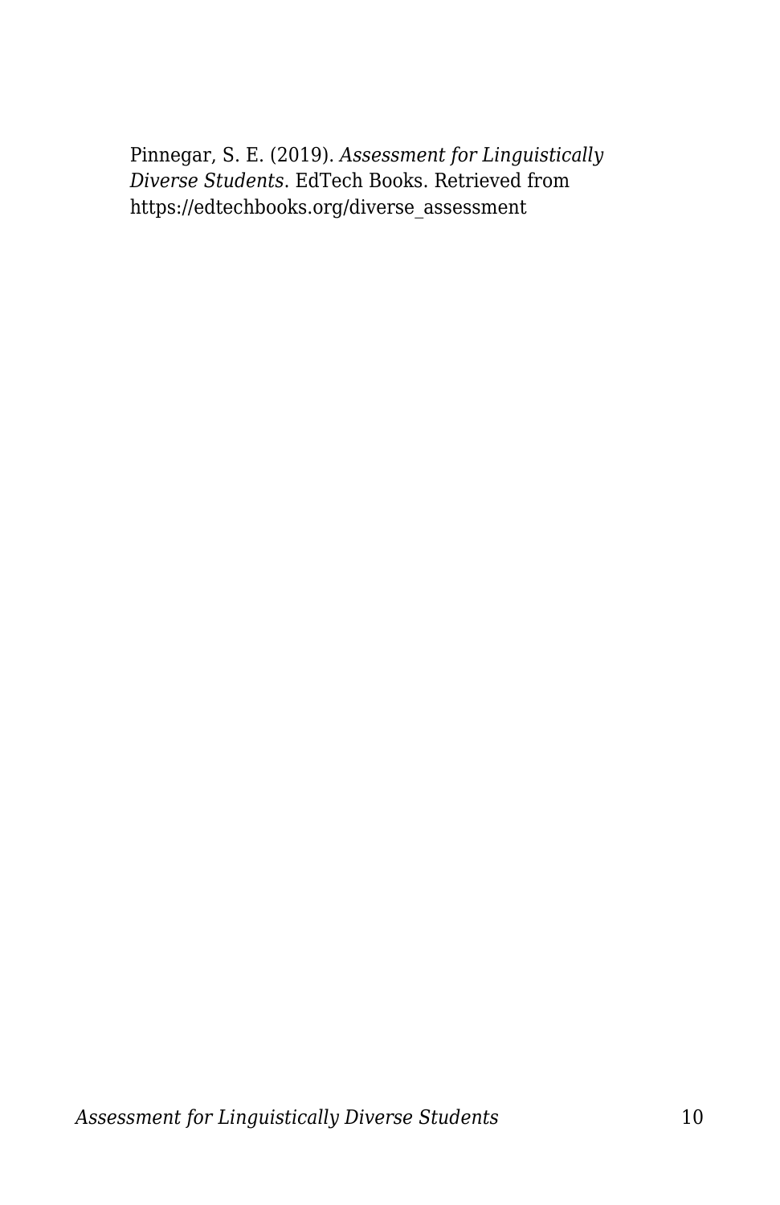Pinnegar, S. E. (2019). *Assessment for Linguistically Diverse Students*. EdTech Books. Retrieved from https://edtechbooks.org/diverse_assessment